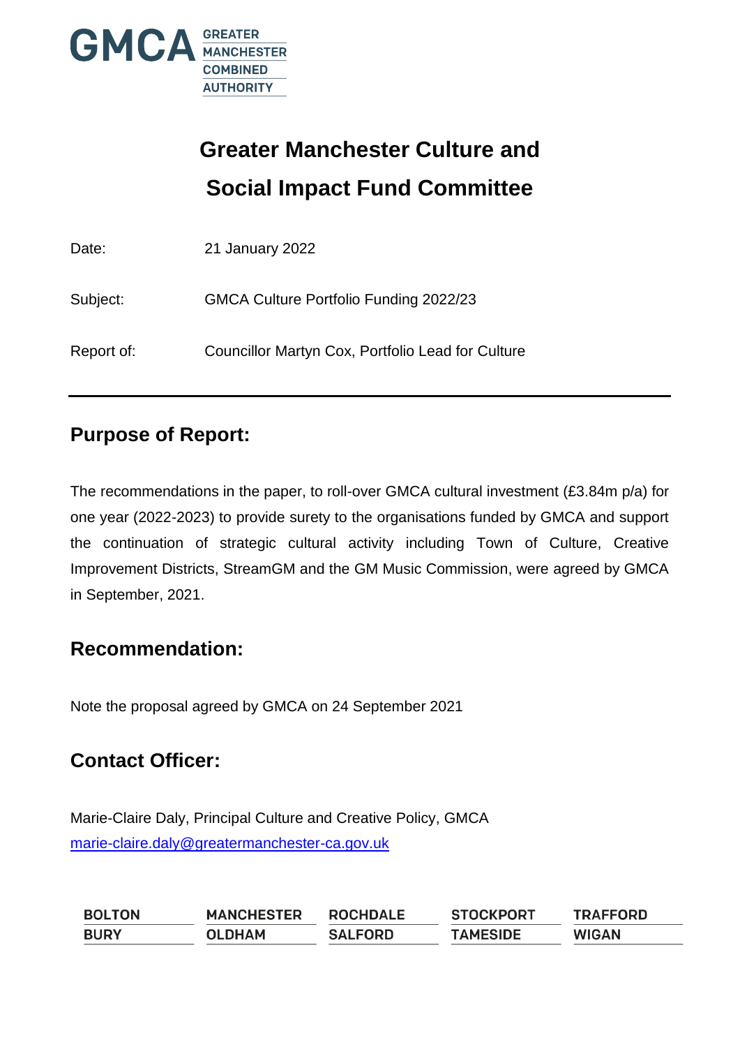GMCA GREATER MANCHESTER COMBINED AUTHORITY

# Greater Manchester Culture and Social Impact Fund Committee

Date: 21 January 2022

Subject: GMCA Culture Portfolio Funding 2022/23

Report of: Councillor Martyn Cox, Portfolio Lead for Culture

## Purpose of Report:

The recommendations in the paper, to roll-over GMCA cultural investment (£3.84m p/a) for one year (2022-2023) to provide surety to the organisations funded by GMCA and support the continuation of strategic cultural activity including Town of Culture, Creative Improvement Districts, StreamGM and the GM Music Commission, were agreed by GMCA in September, 2021.

## Recommendation:

Note the proposal agreed by GMCA on 24 September 2021

## Contact Officer:

Marie-Claire Daly, Principal Culture and Creative Policy, GMCA
marie-claire.daly@greatermanchester-ca.gov.uk

BOLTON MANCHESTER ROCHDALE STOCKPORT TRAFFORD
BURY OLDHAM SALFORD TAMESIDE WIGAN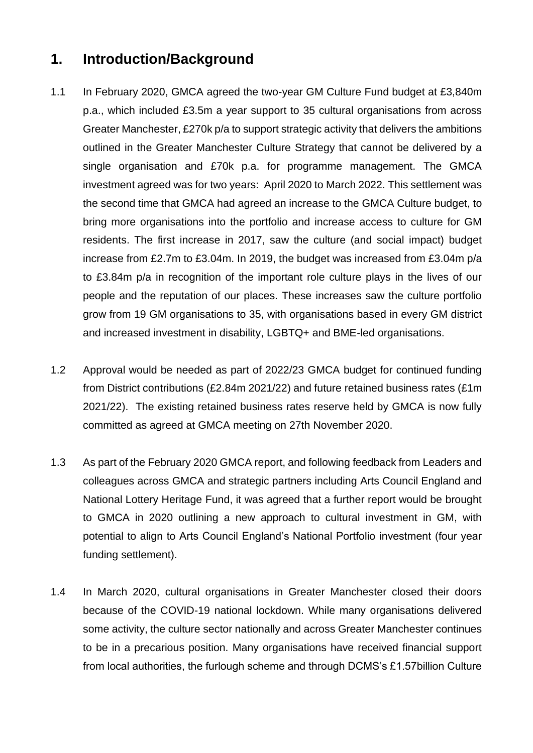## 1. Introduction/Background

1.1 In February 2020, GMCA agreed the two-year GM Culture Fund budget at £3,840m p.a., which included £3.5m a year support to 35 cultural organisations from across Greater Manchester, £270k p/a to support strategic activity that delivers the ambitions outlined in the Greater Manchester Culture Strategy that cannot be delivered by a single organisation and £70k p.a. for programme management. The GMCA investment agreed was for two years: April 2020 to March 2022. This settlement was the second time that GMCA had agreed an increase to the GMCA Culture budget, to bring more organisations into the portfolio and increase access to culture for GM residents. The first increase in 2017, saw the culture (and social impact) budget increase from £2.7m to £3.04m. In 2019, the budget was increased from £3.04m p/a to £3.84m p/a in recognition of the important role culture plays in the lives of our people and the reputation of our places. These increases saw the culture portfolio grow from 19 GM organisations to 35, with organisations based in every GM district and increased investment in disability, LGBTQ+ and BME-led organisations.

1.2 Approval would be needed as part of 2022/23 GMCA budget for continued funding from District contributions (£2.84m 2021/22) and future retained business rates (£1m 2021/22). The existing retained business rates reserve held by GMCA is now fully committed as agreed at GMCA meeting on 27th November 2020.

1.3 As part of the February 2020 GMCA report, and following feedback from Leaders and colleagues across GMCA and strategic partners including Arts Council England and National Lottery Heritage Fund, it was agreed that a further report would be brought to GMCA in 2020 outlining a new approach to cultural investment in GM, with potential to align to Arts Council England's National Portfolio investment (four year funding settlement).

1.4 In March 2020, cultural organisations in Greater Manchester closed their doors because of the COVID-19 national lockdown. While many organisations delivered some activity, the culture sector nationally and across Greater Manchester continues to be in a precarious position. Many organisations have received financial support from local authorities, the furlough scheme and through DCMS's £1.57billion Culture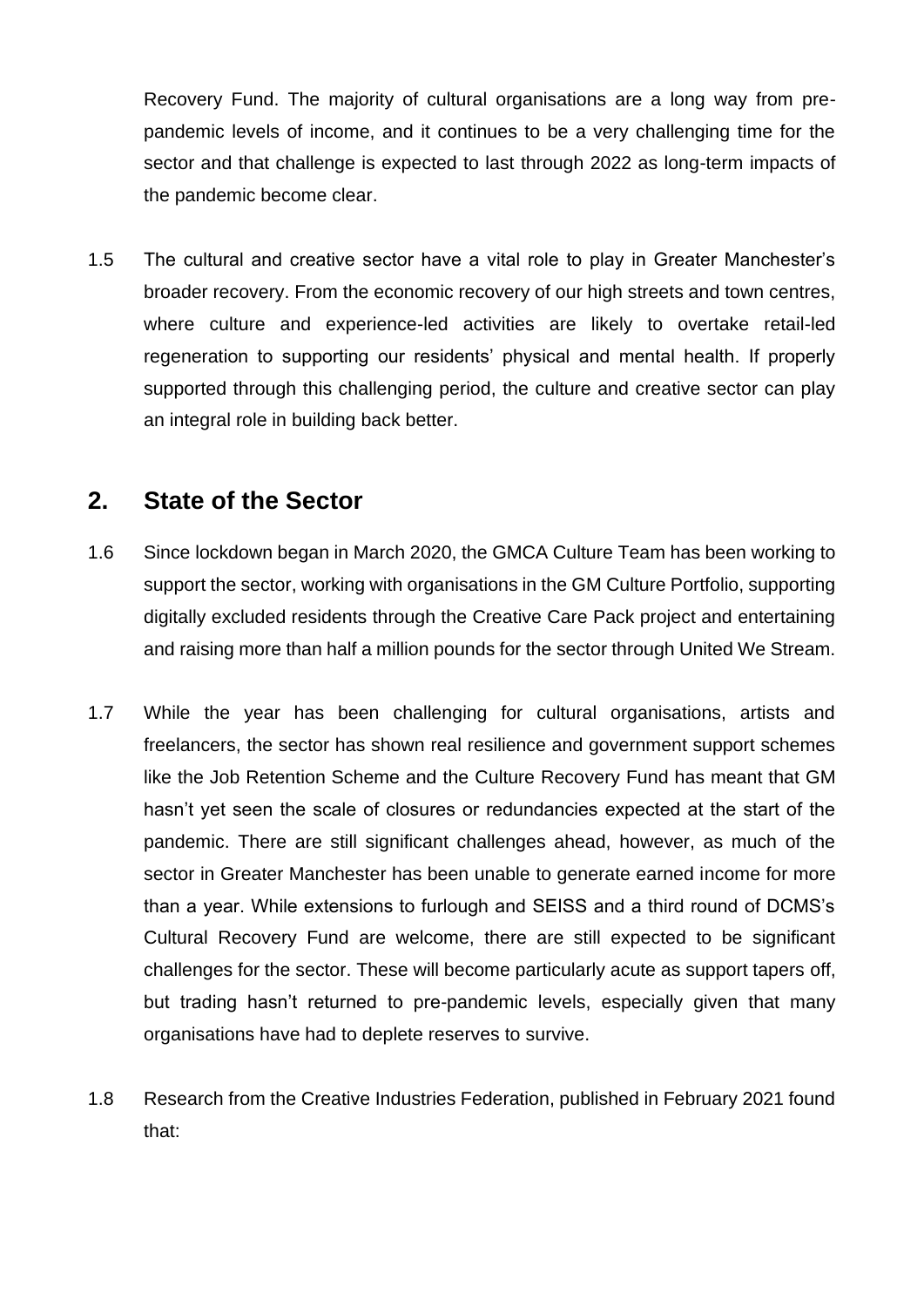Recovery Fund. The majority of cultural organisations are a long way from pre-pandemic levels of income, and it continues to be a very challenging time for the sector and that challenge is expected to last through 2022 as long-term impacts of the pandemic become clear.

1.5 The cultural and creative sector have a vital role to play in Greater Manchester's broader recovery. From the economic recovery of our high streets and town centres, where culture and experience-led activities are likely to overtake retail-led regeneration to supporting our residents' physical and mental health. If properly supported through this challenging period, the culture and creative sector can play an integral role in building back better.

## 2. State of the Sector

1.6 Since lockdown began in March 2020, the GMCA Culture Team has been working to support the sector, working with organisations in the GM Culture Portfolio, supporting digitally excluded residents through the Creative Care Pack project and entertaining and raising more than half a million pounds for the sector through United We Stream.

1.7 While the year has been challenging for cultural organisations, artists and freelancers, the sector has shown real resilience and government support schemes like the Job Retention Scheme and the Culture Recovery Fund has meant that GM hasn't yet seen the scale of closures or redundancies expected at the start of the pandemic. There are still significant challenges ahead, however, as much of the sector in Greater Manchester has been unable to generate earned income for more than a year. While extensions to furlough and SEISS and a third round of DCMS's Cultural Recovery Fund are welcome, there are still expected to be significant challenges for the sector. These will become particularly acute as support tapers off, but trading hasn't returned to pre-pandemic levels, especially given that many organisations have had to deplete reserves to survive.

1.8 Research from the Creative Industries Federation, published in February 2021 found that: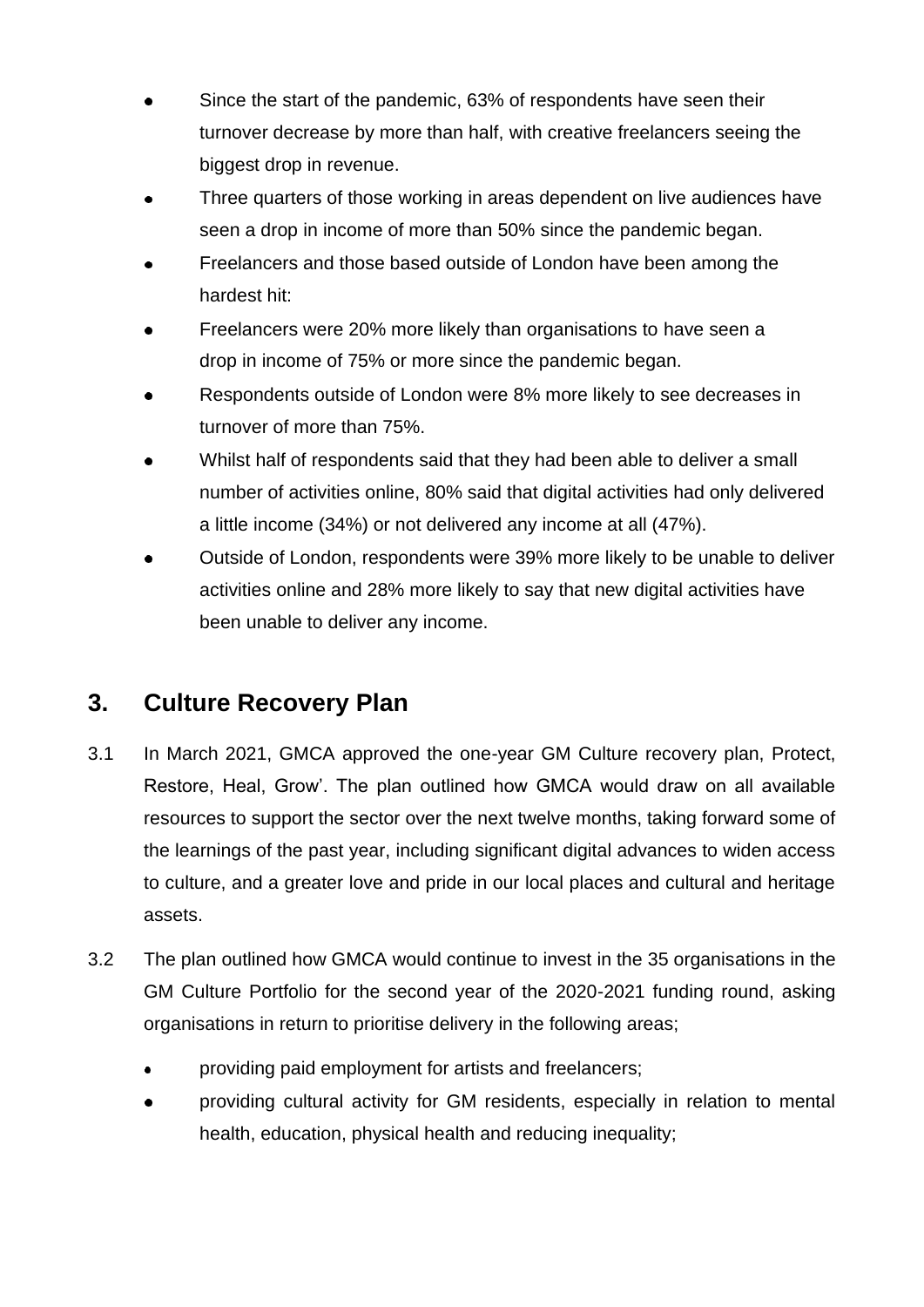- Since the start of the pandemic, 63% of respondents have seen their turnover decrease by more than half, with creative freelancers seeing the biggest drop in revenue.
- Three quarters of those working in areas dependent on live audiences have seen a drop in income of more than 50% since the pandemic began.
- Freelancers and those based outside of London have been among the hardest hit:
- Freelancers were 20% more likely than organisations to have seen a drop in income of 75% or more since the pandemic began.
- Respondents outside of London were 8% more likely to see decreases in turnover of more than 75%.
- Whilst half of respondents said that they had been able to deliver a small number of activities online, 80% said that digital activities had only delivered a little income (34%) or not delivered any income at all (47%).
- Outside of London, respondents were 39% more likely to be unable to deliver activities online and 28% more likely to say that new digital activities have been unable to deliver any income.

## 3. Culture Recovery Plan

3.1 In March 2021, GMCA approved the one-year GM Culture recovery plan, Protect, Restore, Heal, Grow'. The plan outlined how GMCA would draw on all available resources to support the sector over the next twelve months, taking forward some of the learnings of the past year, including significant digital advances to widen access to culture, and a greater love and pride in our local places and cultural and heritage assets.

3.2 The plan outlined how GMCA would continue to invest in the 35 organisations in the GM Culture Portfolio for the second year of the 2020-2021 funding round, asking organisations in return to prioritise delivery in the following areas;

- providing paid employment for artists and freelancers;
- providing cultural activity for GM residents, especially in relation to mental health, education, physical health and reducing inequality;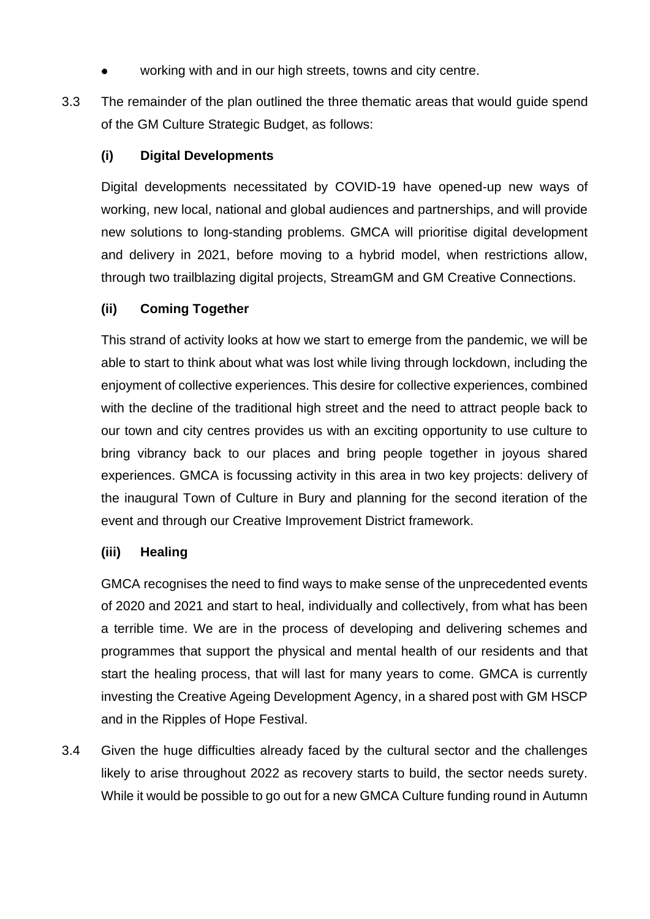- working with and in our high streets, towns and city centre.

3.3 The remainder of the plan outlined the three thematic areas that would guide spend of the GM Culture Strategic Budget, as follows:

**(i) Digital Developments**

Digital developments necessitated by COVID-19 have opened-up new ways of working, new local, national and global audiences and partnerships, and will provide new solutions to long-standing problems. GMCA will prioritise digital development and delivery in 2021, before moving to a hybrid model, when restrictions allow, through two trailblazing digital projects, StreamGM and GM Creative Connections.

**(ii) Coming Together**

This strand of activity looks at how we start to emerge from the pandemic, we will be able to start to think about what was lost while living through lockdown, including the enjoyment of collective experiences. This desire for collective experiences, combined with the decline of the traditional high street and the need to attract people back to our town and city centres provides us with an exciting opportunity to use culture to bring vibrancy back to our places and bring people together in joyous shared experiences. GMCA is focussing activity in this area in two key projects: delivery of the inaugural Town of Culture in Bury and planning for the second iteration of the event and through our Creative Improvement District framework.

**(iii) Healing**

GMCA recognises the need to find ways to make sense of the unprecedented events of 2020 and 2021 and start to heal, individually and collectively, from what has been a terrible time. We are in the process of developing and delivering schemes and programmes that support the physical and mental health of our residents and that start the healing process, that will last for many years to come. GMCA is currently investing the Creative Ageing Development Agency, in a shared post with GM HSCP and in the Ripples of Hope Festival.

3.4 Given the huge difficulties already faced by the cultural sector and the challenges likely to arise throughout 2022 as recovery starts to build, the sector needs surety. While it would be possible to go out for a new GMCA Culture funding round in Autumn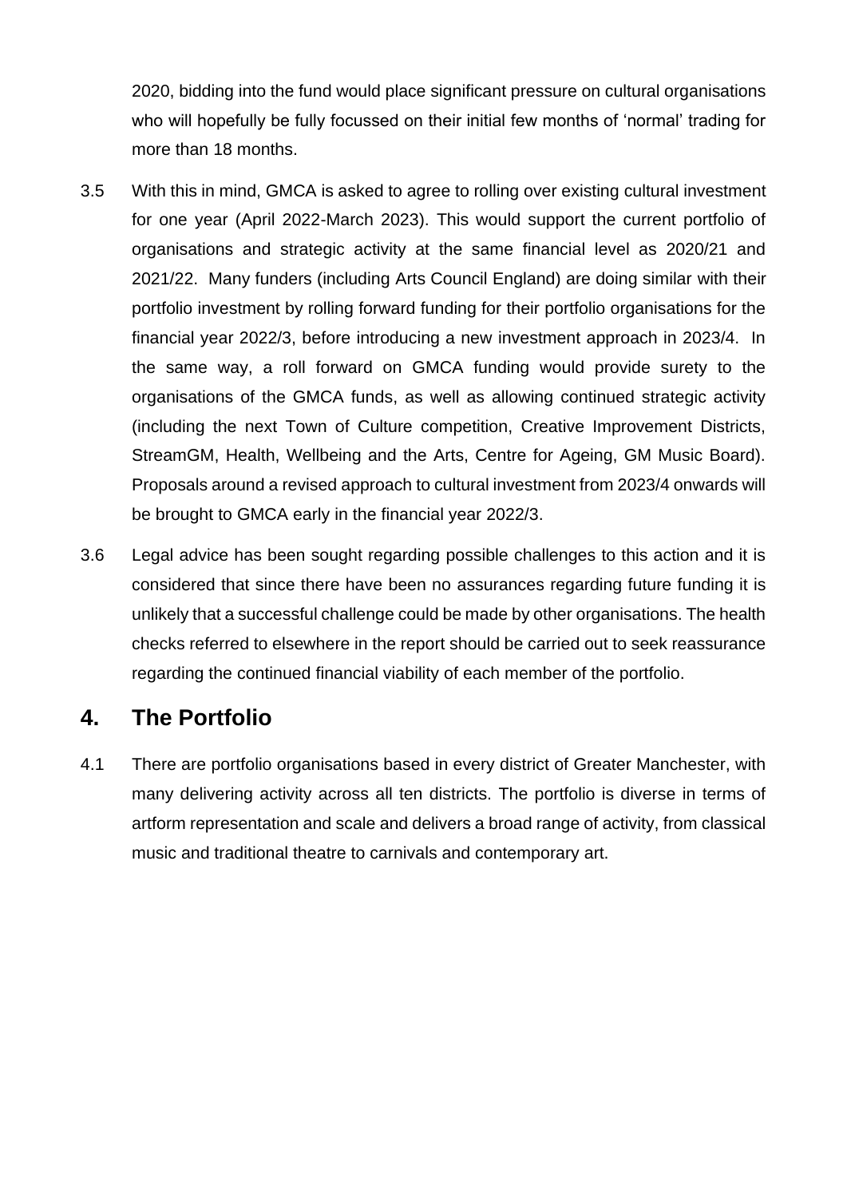2020, bidding into the fund would place significant pressure on cultural organisations who will hopefully be fully focussed on their initial few months of 'normal' trading for more than 18 months.

3.5 With this in mind, GMCA is asked to agree to rolling over existing cultural investment for one year (April 2022-March 2023). This would support the current portfolio of organisations and strategic activity at the same financial level as 2020/21 and 2021/22. Many funders (including Arts Council England) are doing similar with their portfolio investment by rolling forward funding for their portfolio organisations for the financial year 2022/3, before introducing a new investment approach in 2023/4. In the same way, a roll forward on GMCA funding would provide surety to the organisations of the GMCA funds, as well as allowing continued strategic activity (including the next Town of Culture competition, Creative Improvement Districts, StreamGM, Health, Wellbeing and the Arts, Centre for Ageing, GM Music Board). Proposals around a revised approach to cultural investment from 2023/4 onwards will be brought to GMCA early in the financial year 2022/3.

3.6 Legal advice has been sought regarding possible challenges to this action and it is considered that since there have been no assurances regarding future funding it is unlikely that a successful challenge could be made by other organisations. The health checks referred to elsewhere in the report should be carried out to seek reassurance regarding the continued financial viability of each member of the portfolio.

## 4. The Portfolio

4.1 There are portfolio organisations based in every district of Greater Manchester, with many delivering activity across all ten districts. The portfolio is diverse in terms of artform representation and scale and delivers a broad range of activity, from classical music and traditional theatre to carnivals and contemporary art.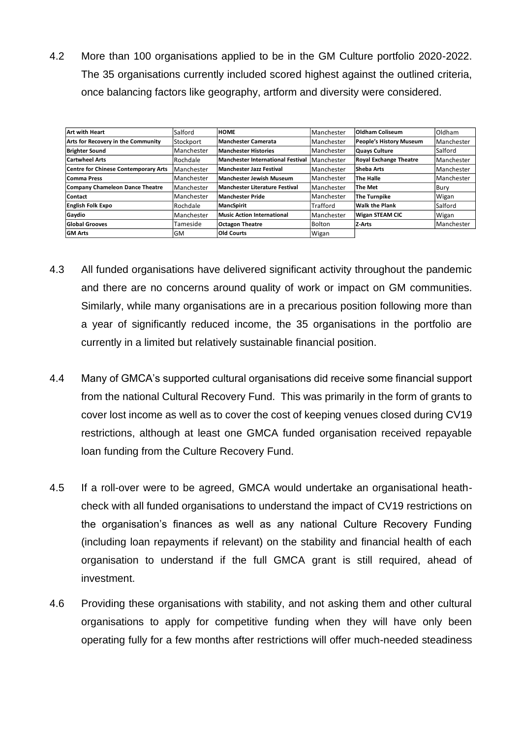4.2 More than 100 organisations applied to be in the GM Culture portfolio 2020-2022. The 35 organisations currently included scored highest against the outlined criteria, once balancing factors like geography, artform and diversity were considered.

| **Art with Heart** | Salford | **HOME** | Manchester | **Oldham Coliseum** | Oldham |
|---|---|---|---|---|---|
| **Arts for Recovery in the Community** | Stockport | **Manchester Camerata** | Manchester | **People's History Museum** | Manchester |
| **Brighter Sound** | Manchester | **Manchester Histories** | Manchester | **Quays Culture** | Salford |
| **Cartwheel Arts** | Rochdale | **Manchester International Festival** | Manchester | **Royal Exchange Theatre** | Manchester |
| **Centre for Chinese Contemporary Arts** | Manchester | **Manchester Jazz Festival** | Manchester | **Sheba Arts** | Manchester |
| **Comma Press** | Manchester | **Manchester Jewish Museum** | Manchester | **The Halle** | Manchester |
| **Company Chameleon Dance Theatre** | Manchester | **Manchester Literature Festival** | Manchester | **The Met** | Bury |
| **Contact** | Manchester | **Manchester Pride** | Manchester | **The Turnpike** | Wigan |
| **English Folk Expo** | Rochdale | **MancSpirit** | Trafford | **Walk the Plank** | Salford |
| **Gaydio** | Manchester | **Music Action International** | Manchester | **Wigan STEAM CIC** | Wigan |
| **Global Grooves** | Tameside | **Octagon Theatre** | Bolton | **Z-Arts** | Manchester |
| **GM Arts** | GM | **Old Courts** | Wigan | | |

4.3 All funded organisations have delivered significant activity throughout the pandemic and there are no concerns around quality of work or impact on GM communities. Similarly, while many organisations are in a precarious position following more than a year of significantly reduced income, the 35 organisations in the portfolio are currently in a limited but relatively sustainable financial position.

4.4 Many of GMCA's supported cultural organisations did receive some financial support from the national Cultural Recovery Fund. This was primarily in the form of grants to cover lost income as well as to cover the cost of keeping venues closed during CV19 restrictions, although at least one GMCA funded organisation received repayable loan funding from the Culture Recovery Fund.

4.5 If a roll-over were to be agreed, GMCA would undertake an organisational heath-check with all funded organisations to understand the impact of CV19 restrictions on the organisation's finances as well as any national Culture Recovery Funding (including loan repayments if relevant) on the stability and financial health of each organisation to understand if the full GMCA grant is still required, ahead of investment.

4.6 Providing these organisations with stability, and not asking them and other cultural organisations to apply for competitive funding when they will have only been operating fully for a few months after restrictions will offer much-needed steadiness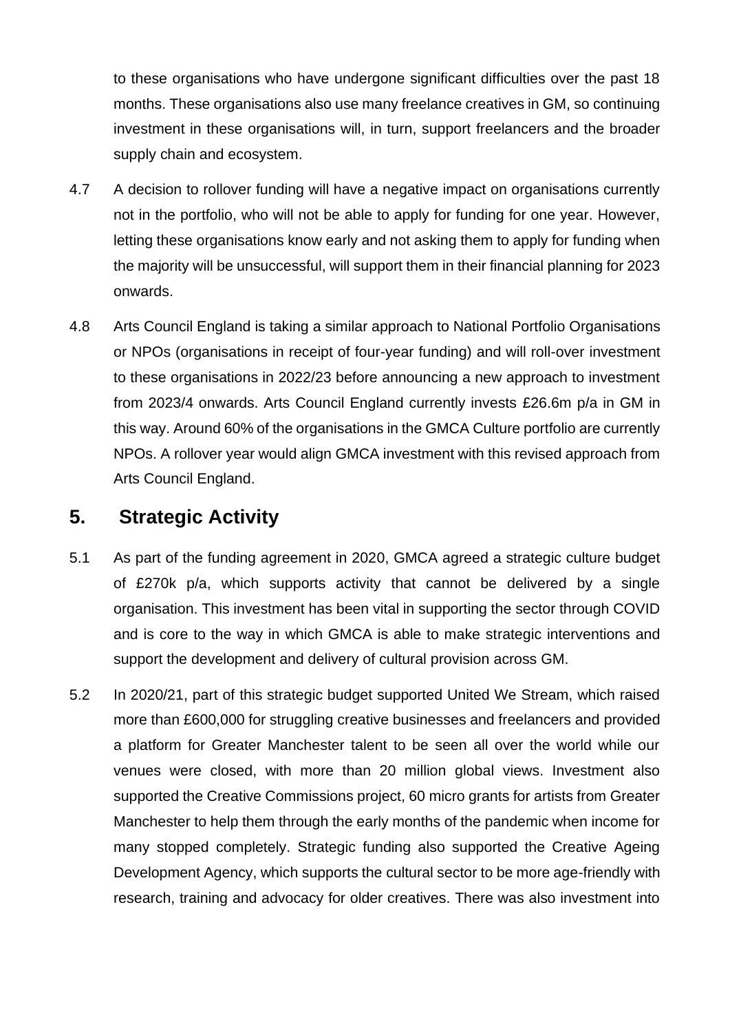to these organisations who have undergone significant difficulties over the past 18 months. These organisations also use many freelance creatives in GM, so continuing investment in these organisations will, in turn, support freelancers and the broader supply chain and ecosystem.

4.7 A decision to rollover funding will have a negative impact on organisations currently not in the portfolio, who will not be able to apply for funding for one year. However, letting these organisations know early and not asking them to apply for funding when the majority will be unsuccessful, will support them in their financial planning for 2023 onwards.

4.8 Arts Council England is taking a similar approach to National Portfolio Organisations or NPOs (organisations in receipt of four-year funding) and will roll-over investment to these organisations in 2022/23 before announcing a new approach to investment from 2023/4 onwards. Arts Council England currently invests £26.6m p/a in GM in this way. Around 60% of the organisations in the GMCA Culture portfolio are currently NPOs. A rollover year would align GMCA investment with this revised approach from Arts Council England.

## 5. Strategic Activity

5.1 As part of the funding agreement in 2020, GMCA agreed a strategic culture budget of £270k p/a, which supports activity that cannot be delivered by a single organisation. This investment has been vital in supporting the sector through COVID and is core to the way in which GMCA is able to make strategic interventions and support the development and delivery of cultural provision across GM.

5.2 In 2020/21, part of this strategic budget supported United We Stream, which raised more than £600,000 for struggling creative businesses and freelancers and provided a platform for Greater Manchester talent to be seen all over the world while our venues were closed, with more than 20 million global views. Investment also supported the Creative Commissions project, 60 micro grants for artists from Greater Manchester to help them through the early months of the pandemic when income for many stopped completely. Strategic funding also supported the Creative Ageing Development Agency, which supports the cultural sector to be more age-friendly with research, training and advocacy for older creatives. There was also investment into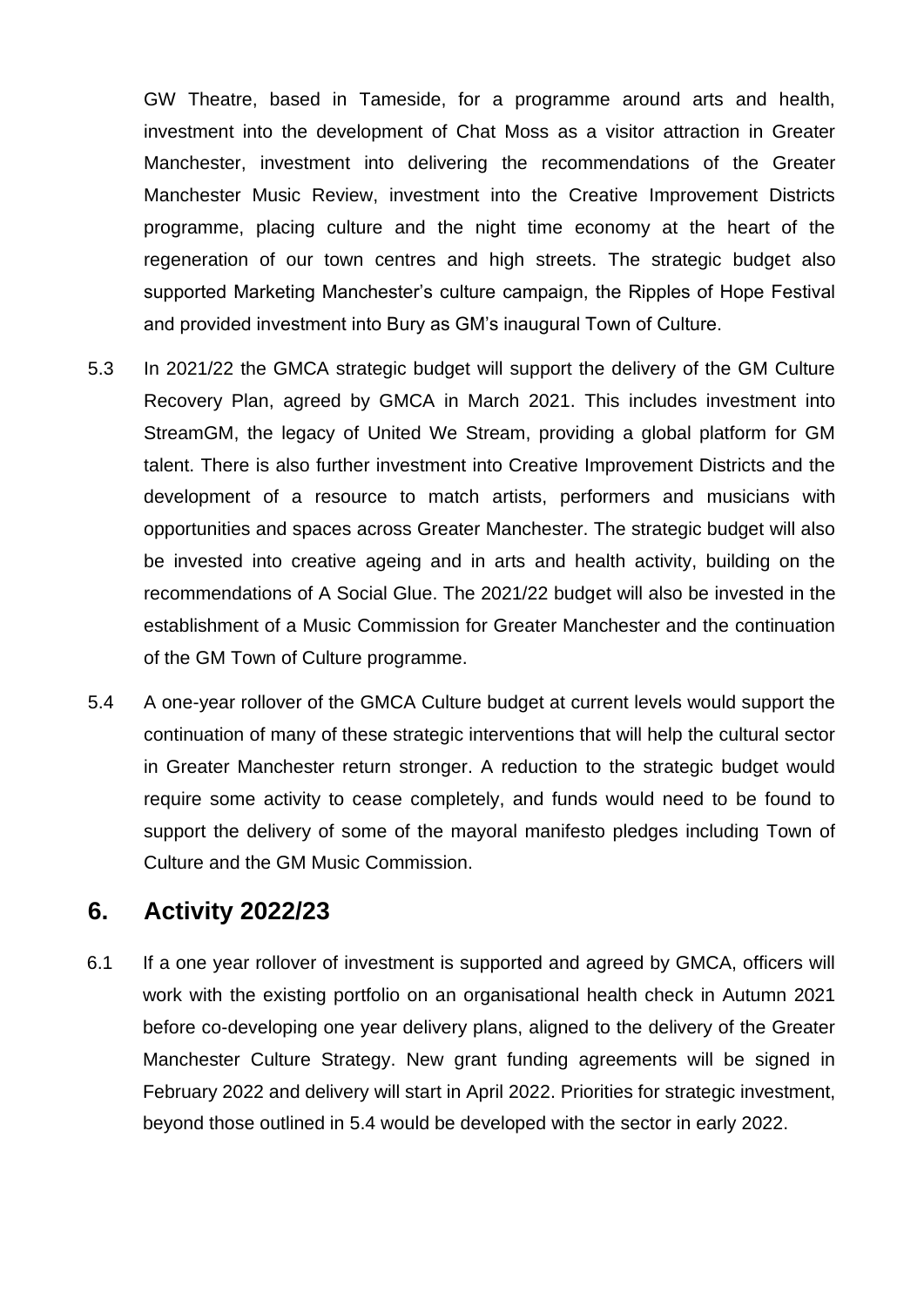GW Theatre, based in Tameside, for a programme around arts and health, investment into the development of Chat Moss as a visitor attraction in Greater Manchester, investment into delivering the recommendations of the Greater Manchester Music Review, investment into the Creative Improvement Districts programme, placing culture and the night time economy at the heart of the regeneration of our town centres and high streets. The strategic budget also supported Marketing Manchester's culture campaign, the Ripples of Hope Festival and provided investment into Bury as GM's inaugural Town of Culture.

5.3 In 2021/22 the GMCA strategic budget will support the delivery of the GM Culture Recovery Plan, agreed by GMCA in March 2021. This includes investment into StreamGM, the legacy of United We Stream, providing a global platform for GM talent. There is also further investment into Creative Improvement Districts and the development of a resource to match artists, performers and musicians with opportunities and spaces across Greater Manchester. The strategic budget will also be invested into creative ageing and in arts and health activity, building on the recommendations of A Social Glue. The 2021/22 budget will also be invested in the establishment of a Music Commission for Greater Manchester and the continuation of the GM Town of Culture programme.

5.4 A one-year rollover of the GMCA Culture budget at current levels would support the continuation of many of these strategic interventions that will help the cultural sector in Greater Manchester return stronger. A reduction to the strategic budget would require some activity to cease completely, and funds would need to be found to support the delivery of some of the mayoral manifesto pledges including Town of Culture and the GM Music Commission.

## 6. Activity 2022/23

6.1 If a one year rollover of investment is supported and agreed by GMCA, officers will work with the existing portfolio on an organisational health check in Autumn 2021 before co-developing one year delivery plans, aligned to the delivery of the Greater Manchester Culture Strategy. New grant funding agreements will be signed in February 2022 and delivery will start in April 2022. Priorities for strategic investment, beyond those outlined in 5.4 would be developed with the sector in early 2022.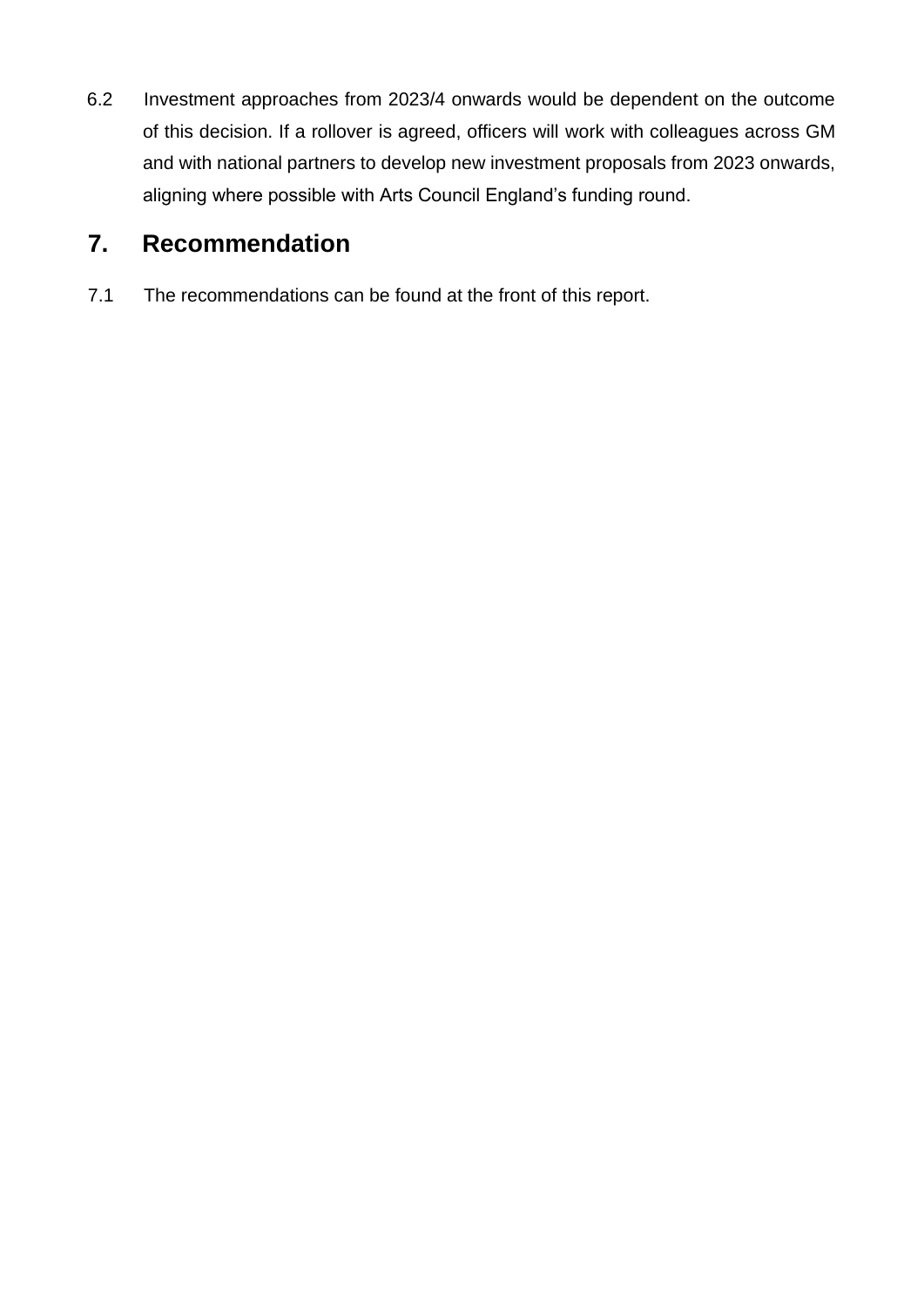6.2 Investment approaches from 2023/4 onwards would be dependent on the outcome of this decision. If a rollover is agreed, officers will work with colleagues across GM and with national partners to develop new investment proposals from 2023 onwards, aligning where possible with Arts Council England's funding round.

## 7. Recommendation

7.1 The recommendations can be found at the front of this report.